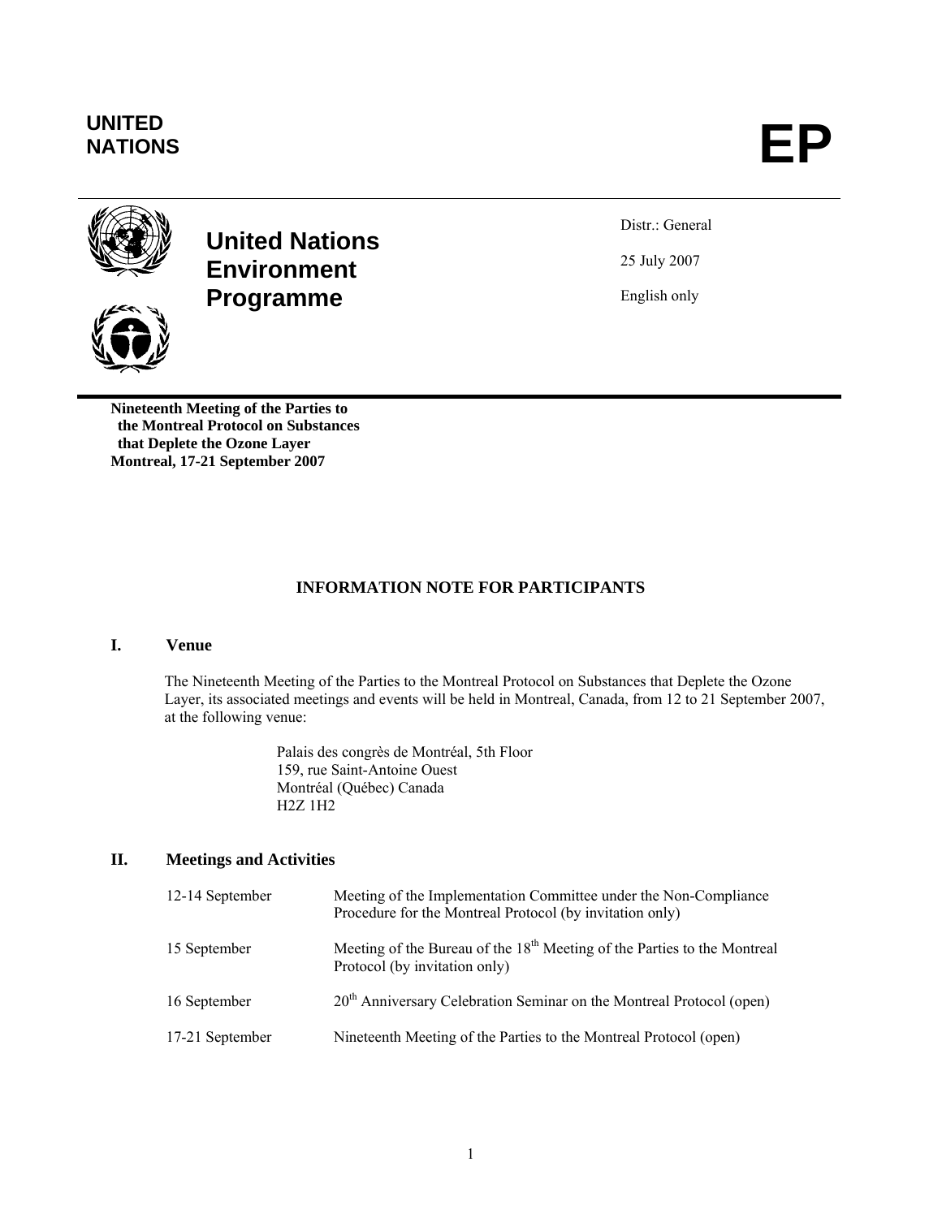**UNITED NATIONS**

# EP

## United Nations Environment Programme

Distr.: General

25 July 2007

English only

**Nineteenth Meeting of the Parties to the Montreal Protocol on Substances that Deplete the Ozone Layer**
**Montreal, 17-21 September 2007**

### INFORMATION NOTE FOR PARTICIPANTS

## I. Venue

The Nineteenth Meeting of the Parties to the Montreal Protocol on Substances that Deplete the Ozone Layer, its associated meetings and events will be held in Montreal, Canada, from 12 to 21 September 2007, at the following venue:

Palais des congrès de Montréal, 5th Floor
159, rue Saint-Antoine Ouest
Montréal (Québec) Canada
H2Z 1H2

## II. Meetings and Activities

| | |
|---|---|
| 12-14 September | Meeting of the Implementation Committee under the Non-Compliance Procedure for the Montreal Protocol (by invitation only) |
| 15 September | Meeting of the Bureau of the 18th Meeting of the Parties to the Montreal Protocol (by invitation only) |
| 16 September | 20th Anniversary Celebration Seminar on the Montreal Protocol (open) |
| 17-21 September | Nineteenth Meeting of the Parties to the Montreal Protocol (open) |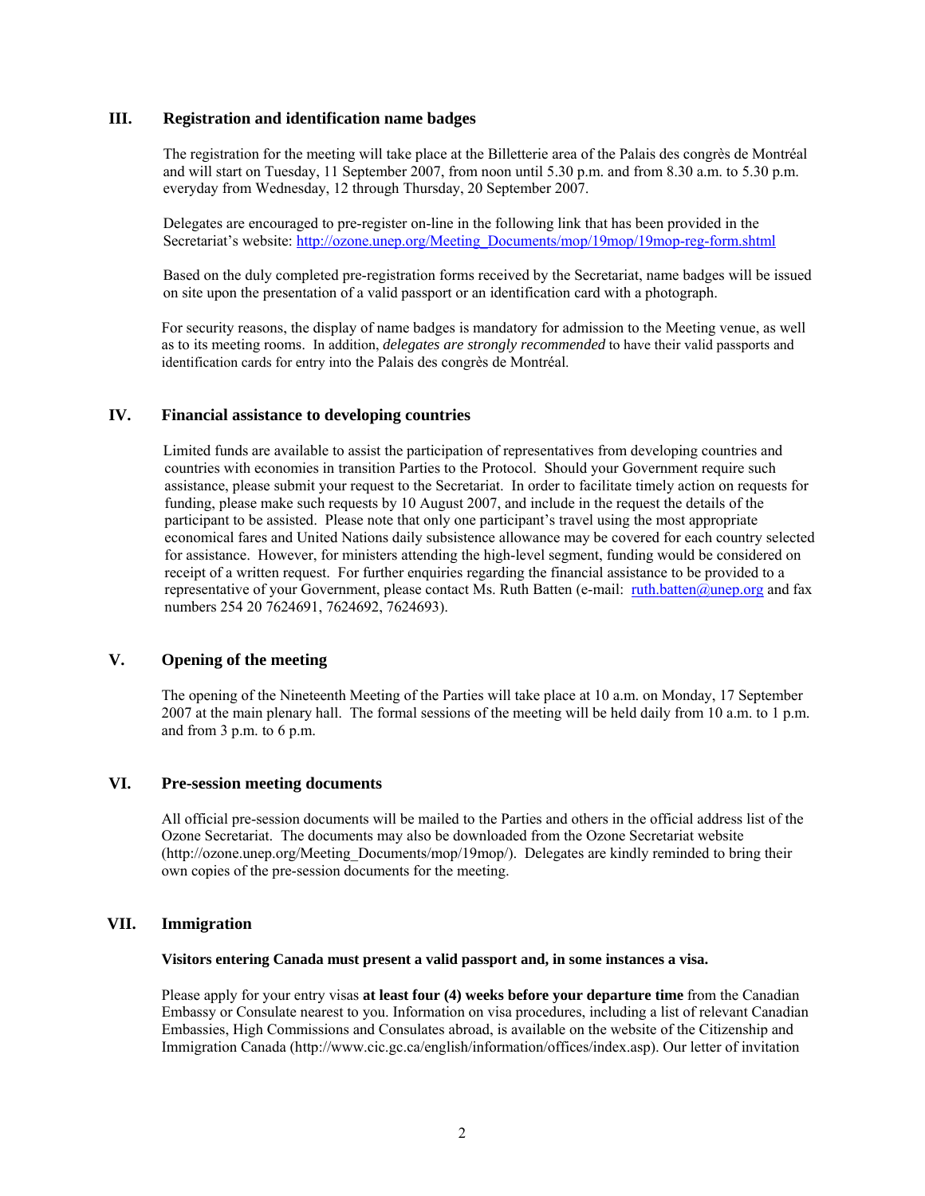## III. Registration and identification name badges

The registration for the meeting will take place at the Billetterie area of the Palais des congrès de Montréal and will start on Tuesday, 11 September 2007, from noon until 5.30 p.m. and from 8.30 a.m. to 5.30 p.m. everyday from Wednesday, 12 through Thursday, 20 September 2007.

Delegates are encouraged to pre-register on-line in the following link that has been provided in the Secretariat's website: [http://ozone.unep.org/Meeting_Documents/mop/19mop/19mop-reg-form.shtml](http://ozone.unep.org/Meeting_Documents/mop/19mop/19mop-reg-form.shtml)

Based on the duly completed pre-registration forms received by the Secretariat, name badges will be issued on site upon the presentation of a valid passport or an identification card with a photograph.

For security reasons, the display of name badges is mandatory for admission to the Meeting venue, as well as to its meeting rooms. In addition, *delegates are strongly recommended* to have their valid passports and identification cards for entry into the Palais des congrès de Montréal.

## IV. Financial assistance to developing countries

Limited funds are available to assist the participation of representatives from developing countries and countries with economies in transition Parties to the Protocol. Should your Government require such assistance, please submit your request to the Secretariat. In order to facilitate timely action on requests for funding, please make such requests by 10 August 2007, and include in the request the details of the participant to be assisted. Please note that only one participant's travel using the most appropriate economical fares and United Nations daily subsistence allowance may be covered for each country selected for assistance. However, for ministers attending the high-level segment, funding would be considered on receipt of a written request. For further enquiries regarding the financial assistance to be provided to a representative of your Government, please contact Ms. Ruth Batten (e-mail: [ruth.batten@unep.org](mailto:ruth.batten@unep.org) and fax numbers 254 20 7624691, 7624692, 7624693).

## V. Opening of the meeting

The opening of the Nineteenth Meeting of the Parties will take place at 10 a.m. on Monday, 17 September 2007 at the main plenary hall. The formal sessions of the meeting will be held daily from 10 a.m. to 1 p.m. and from 3 p.m. to 6 p.m.

## VI. Pre-session meeting documents

All official pre-session documents will be mailed to the Parties and others in the official address list of the Ozone Secretariat. The documents may also be downloaded from the Ozone Secretariat website (http://ozone.unep.org/Meeting_Documents/mop/19mop/). Delegates are kindly reminded to bring their own copies of the pre-session documents for the meeting.

## VII. Immigration

**Visitors entering Canada must present a valid passport and, in some instances a visa.**

Please apply for your entry visas **at least four (4) weeks before your departure time** from the Canadian Embassy or Consulate nearest to you. Information on visa procedures, including a list of relevant Canadian Embassies, High Commissions and Consulates abroad, is available on the website of the Citizenship and Immigration Canada (http://www.cic.gc.ca/english/information/offices/index.asp). Our letter of invitation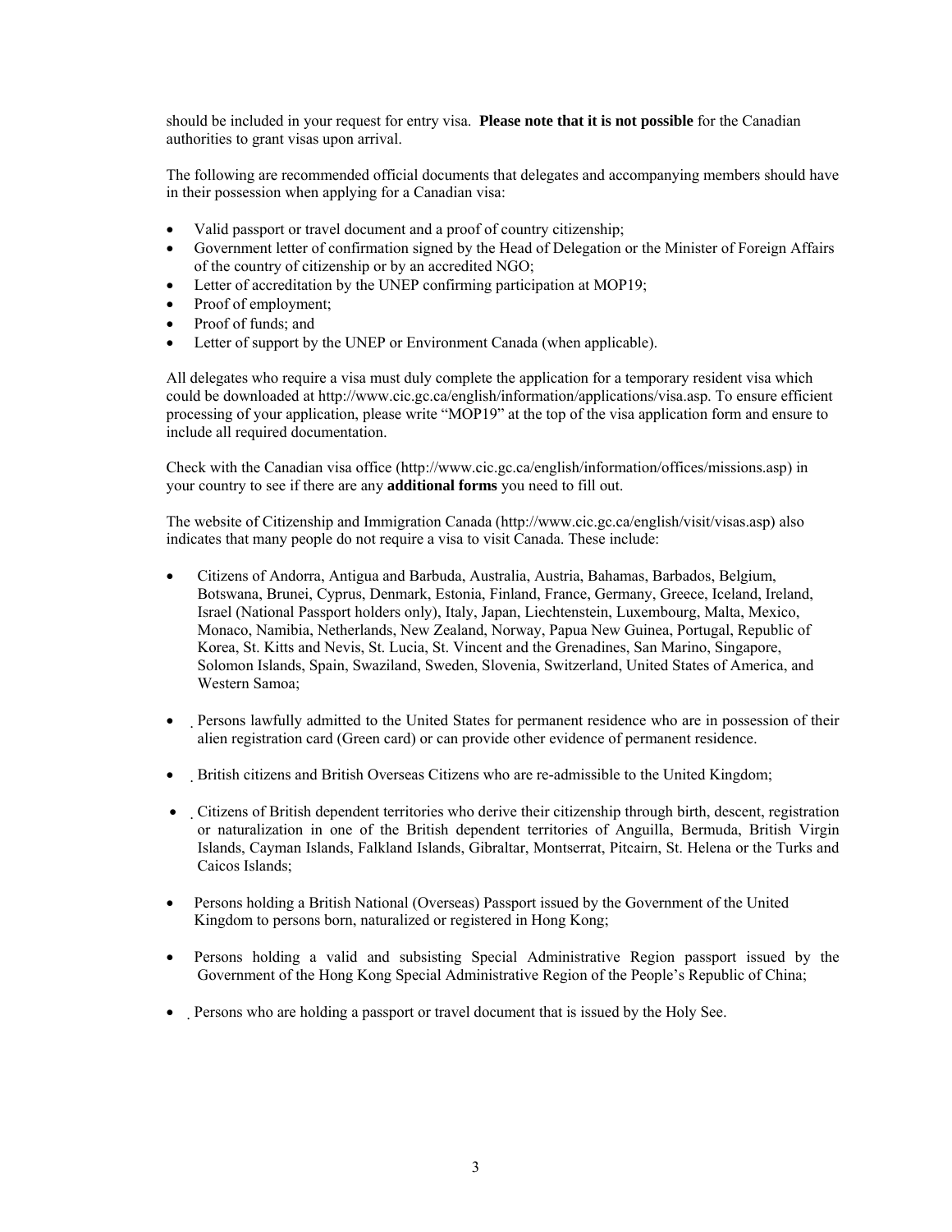should be included in your request for entry visa. **Please note that it is not possible** for the Canadian authorities to grant visas upon arrival.

The following are recommended official documents that delegates and accompanying members should have in their possession when applying for a Canadian visa:

- Valid passport or travel document and a proof of country citizenship;
- Government letter of confirmation signed by the Head of Delegation or the Minister of Foreign Affairs of the country of citizenship or by an accredited NGO;
- Letter of accreditation by the UNEP confirming participation at MOP19;
- Proof of employment;
- Proof of funds; and
- Letter of support by the UNEP or Environment Canada (when applicable).

All delegates who require a visa must duly complete the application for a temporary resident visa which could be downloaded at http://www.cic.gc.ca/english/information/applications/visa.asp. To ensure efficient processing of your application, please write "MOP19" at the top of the visa application form and ensure to include all required documentation.

Check with the Canadian visa office (http://www.cic.gc.ca/english/information/offices/missions.asp) in your country to see if there are any **additional forms** you need to fill out.

The website of Citizenship and Immigration Canada (http://www.cic.gc.ca/english/visit/visas.asp) also indicates that many people do not require a visa to visit Canada. These include:

- Citizens of Andorra, Antigua and Barbuda, Australia, Austria, Bahamas, Barbados, Belgium, Botswana, Brunei, Cyprus, Denmark, Estonia, Finland, France, Germany, Greece, Iceland, Ireland, Israel (National Passport holders only), Italy, Japan, Liechtenstein, Luxembourg, Malta, Mexico, Monaco, Namibia, Netherlands, New Zealand, Norway, Papua New Guinea, Portugal, Republic of Korea, St. Kitts and Nevis, St. Lucia, St. Vincent and the Grenadines, San Marino, Singapore, Solomon Islands, Spain, Swaziland, Sweden, Slovenia, Switzerland, United States of America, and Western Samoa;

- Persons lawfully admitted to the United States for permanent residence who are in possession of their alien registration card (Green card) or can provide other evidence of permanent residence.

- British citizens and British Overseas Citizens who are re-admissible to the United Kingdom;

- Citizens of British dependent territories who derive their citizenship through birth, descent, registration or naturalization in one of the British dependent territories of Anguilla, Bermuda, British Virgin Islands, Cayman Islands, Falkland Islands, Gibraltar, Montserrat, Pitcairn, St. Helena or the Turks and Caicos Islands;

- Persons holding a British National (Overseas) Passport issued by the Government of the United Kingdom to persons born, naturalized or registered in Hong Kong;

- Persons holding a valid and subsisting Special Administrative Region passport issued by the Government of the Hong Kong Special Administrative Region of the People's Republic of China;

- Persons who are holding a passport or travel document that is issued by the Holy See.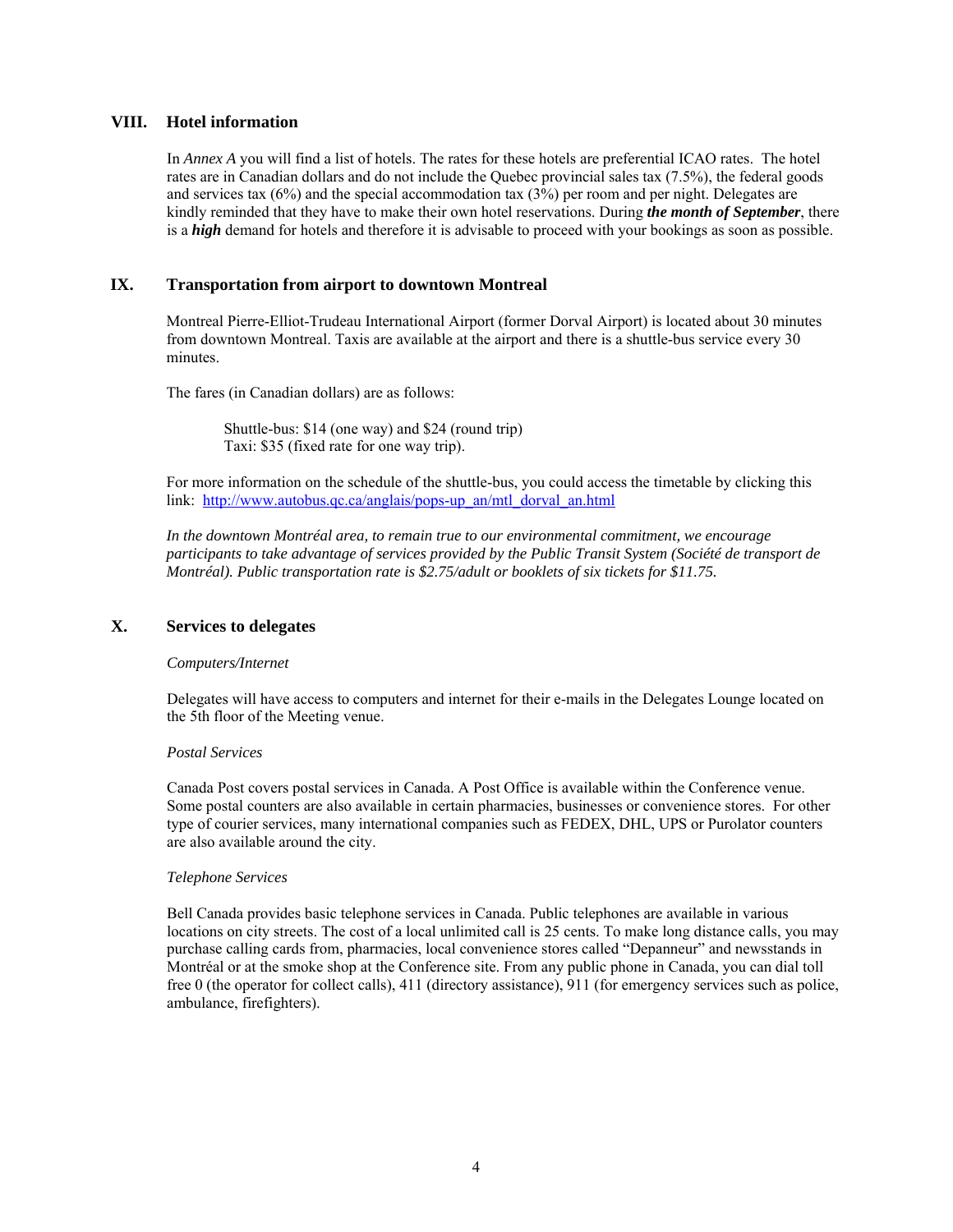## VIII. Hotel information

In *Annex A* you will find a list of hotels. The rates for these hotels are preferential ICAO rates. The hotel rates are in Canadian dollars and do not include the Quebec provincial sales tax (7.5%), the federal goods and services tax (6%) and the special accommodation tax (3%) per room and per night. Delegates are kindly reminded that they have to make their own hotel reservations. During ***the month of September***, there is a ***high*** demand for hotels and therefore it is advisable to proceed with your bookings as soon as possible.

## IX. Transportation from airport to downtown Montreal

Montreal Pierre-Elliot-Trudeau International Airport (former Dorval Airport) is located about 30 minutes from downtown Montreal. Taxis are available at the airport and there is a shuttle-bus service every 30 minutes.

The fares (in Canadian dollars) are as follows:

Shuttle-bus: $14 (one way) and $24 (round trip)
Taxi: $35 (fixed rate for one way trip).

For more information on the schedule of the shuttle-bus, you could access the timetable by clicking this link: http://www.autobus.qc.ca/anglais/pops-up_an/mtl_dorval_an.html

*In the downtown Montréal area, to remain true to our environmental commitment, we encourage participants to take advantage of services provided by the Public Transit System (Société de transport de Montréal). Public transportation rate is $2.75/adult or booklets of six tickets for $11.75.*

## X. Services to delegates

*Computers/Internet*

Delegates will have access to computers and internet for their e-mails in the Delegates Lounge located on the 5th floor of the Meeting venue.

*Postal Services*

Canada Post covers postal services in Canada. A Post Office is available within the Conference venue. Some postal counters are also available in certain pharmacies, businesses or convenience stores. For other type of courier services, many international companies such as FEDEX, DHL, UPS or Purolator counters are also available around the city.

*Telephone Services*

Bell Canada provides basic telephone services in Canada. Public telephones are available in various locations on city streets. The cost of a local unlimited call is 25 cents. To make long distance calls, you may purchase calling cards from, pharmacies, local convenience stores called "Depanneur" and newsstands in Montréal or at the smoke shop at the Conference site. From any public phone in Canada, you can dial toll free 0 (the operator for collect calls), 411 (directory assistance), 911 (for emergency services such as police, ambulance, firefighters).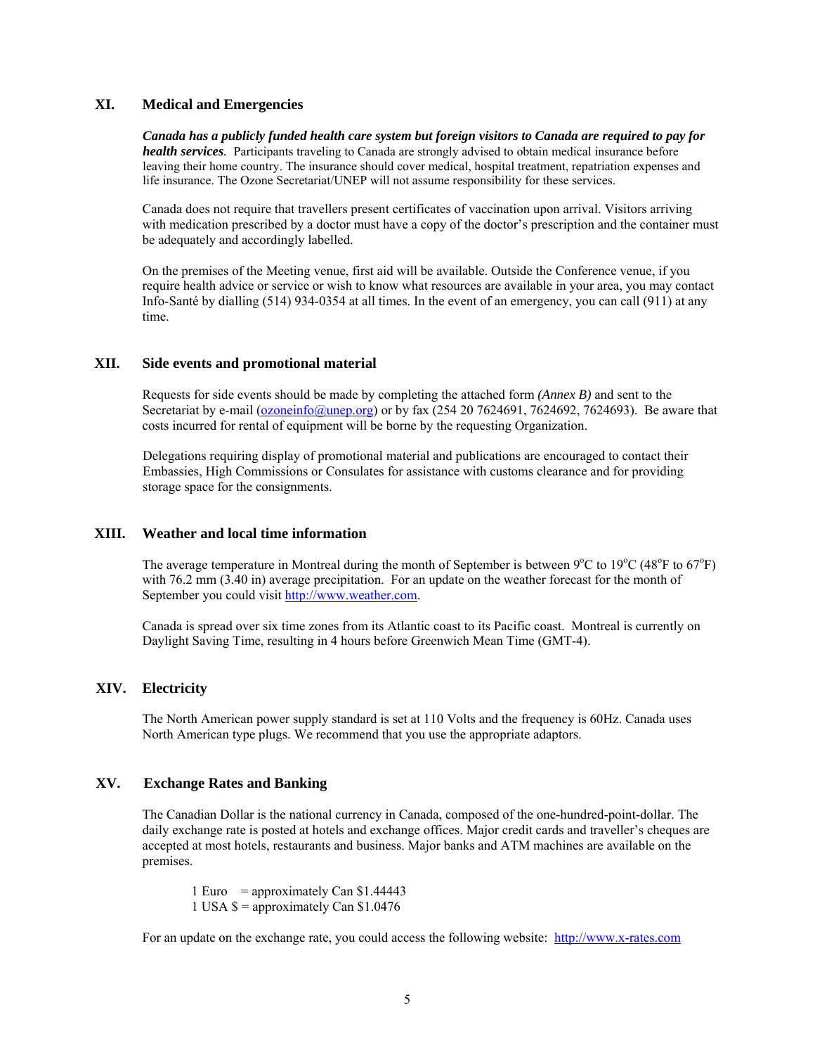## XI. Medical and Emergencies

***Canada has a publicly funded health care system but foreign visitors to Canada are required to pay for health services.*** Participants traveling to Canada are strongly advised to obtain medical insurance before leaving their home country. The insurance should cover medical, hospital treatment, repatriation expenses and life insurance. The Ozone Secretariat/UNEP will not assume responsibility for these services.

Canada does not require that travellers present certificates of vaccination upon arrival. Visitors arriving with medication prescribed by a doctor must have a copy of the doctor's prescription and the container must be adequately and accordingly labelled.

On the premises of the Meeting venue, first aid will be available. Outside the Conference venue, if you require health advice or service or wish to know what resources are available in your area, you may contact Info-Santé by dialling (514) 934-0354 at all times. In the event of an emergency, you can call (911) at any time.

## XII. Side events and promotional material

Requests for side events should be made by completing the attached form *(Annex B)* and sent to the Secretariat by e-mail (ozoneinfo@unep.org) or by fax (254 20 7624691, 7624692, 7624693). Be aware that costs incurred for rental of equipment will be borne by the requesting Organization.

Delegations requiring display of promotional material and publications are encouraged to contact their Embassies, High Commissions or Consulates for assistance with customs clearance and for providing storage space for the consignments.

## XIII. Weather and local time information

The average temperature in Montreal during the month of September is between 9°C to 19°C (48°F to 67°F) with 76.2 mm (3.40 in) average precipitation. For an update on the weather forecast for the month of September you could visit http://www.weather.com.

Canada is spread over six time zones from its Atlantic coast to its Pacific coast. Montreal is currently on Daylight Saving Time, resulting in 4 hours before Greenwich Mean Time (GMT-4).

## XIV. Electricity

The North American power supply standard is set at 110 Volts and the frequency is 60Hz. Canada uses North American type plugs. We recommend that you use the appropriate adaptors.

## XV. Exchange Rates and Banking

The Canadian Dollar is the national currency in Canada, composed of the one-hundred-point-dollar. The daily exchange rate is posted at hotels and exchange offices. Major credit cards and traveller's cheques are accepted at most hotels, restaurants and business. Major banks and ATM machines are available on the premises.

1 Euro = approximately Can $1.44443
1 USA $ = approximately Can $1.0476

For an update on the exchange rate, you could access the following website: http://www.x-rates.com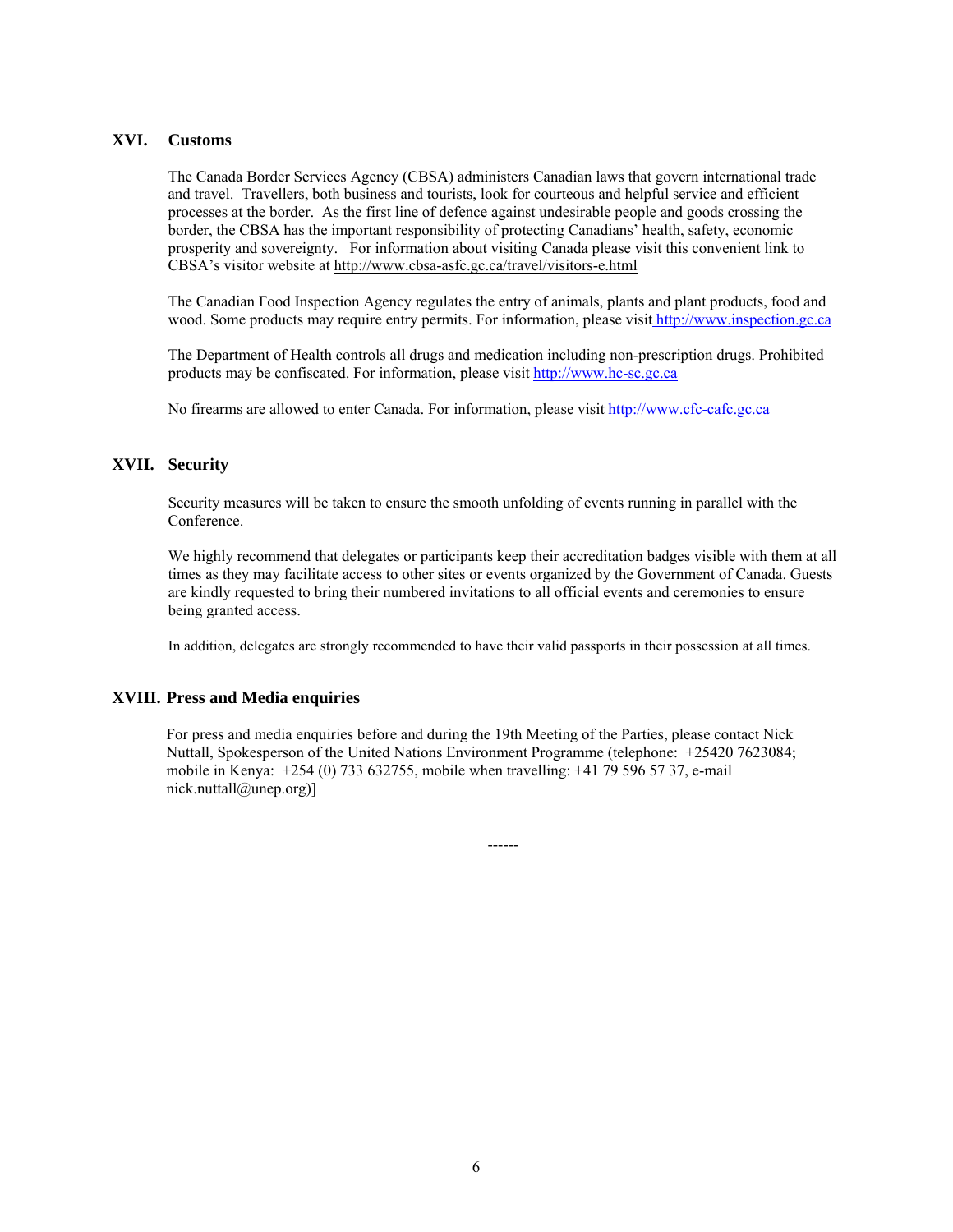## XVI. Customs

The Canada Border Services Agency (CBSA) administers Canadian laws that govern international trade and travel. Travellers, both business and tourists, look for courteous and helpful service and efficient processes at the border. As the first line of defence against undesirable people and goods crossing the border, the CBSA has the important responsibility of protecting Canadians' health, safety, economic prosperity and sovereignty. For information about visiting Canada please visit this convenient link to CBSA's visitor website at http://www.cbsa-asfc.gc.ca/travel/visitors-e.html

The Canadian Food Inspection Agency regulates the entry of animals, plants and plant products, food and wood. Some products may require entry permits. For information, please visit http://www.inspection.gc.ca

The Department of Health controls all drugs and medication including non-prescription drugs. Prohibited products may be confiscated. For information, please visit http://www.hc-sc.gc.ca

No firearms are allowed to enter Canada. For information, please visit http://www.cfc-cafc.gc.ca

## XVII. Security

Security measures will be taken to ensure the smooth unfolding of events running in parallel with the Conference.

We highly recommend that delegates or participants keep their accreditation badges visible with them at all times as they may facilitate access to other sites or events organized by the Government of Canada. Guests are kindly requested to bring their numbered invitations to all official events and ceremonies to ensure being granted access.

In addition, delegates are strongly recommended to have their valid passports in their possession at all times.

## XVIII. Press and Media enquiries

For press and media enquiries before and during the 19th Meeting of the Parties, please contact Nick Nuttall, Spokesperson of the United Nations Environment Programme (telephone: +25420 7623084; mobile in Kenya: +254 (0) 733 632755, mobile when travelling: +41 79 596 57 37, e-mail nick.nuttall@unep.org)]

------